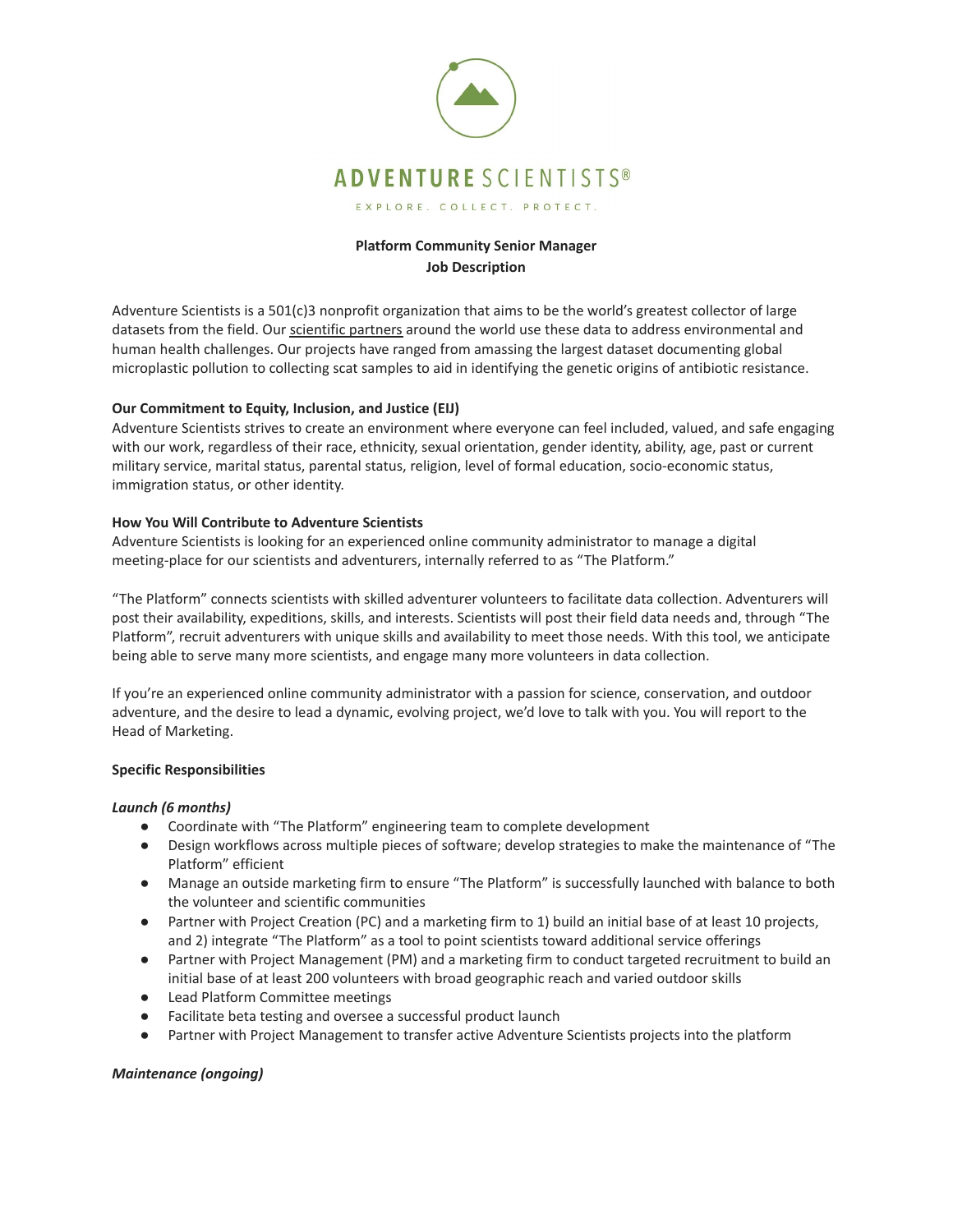ADVENTURE SCIENTISTS®

EXPLORE. COLLECT. PROTECT.

# Platform Community Senior Manager
## Job Description

Adventure Scientists is a 501(c)3 nonprofit organization that aims to be the world's greatest collector of large datasets from the field. Our scientific partners around the world use these data to address environmental and human health challenges. Our projects have ranged from amassing the largest dataset documenting global microplastic pollution to collecting scat samples to aid in identifying the genetic origins of antibiotic resistance.

**Our Commitment to Equity, Inclusion, and Justice (EIJ)**

Adventure Scientists strives to create an environment where everyone can feel included, valued, and safe engaging with our work, regardless of their race, ethnicity, sexual orientation, gender identity, ability, age, past or current military service, marital status, parental status, religion, level of formal education, socio-economic status, immigration status, or other identity.

**How You Will Contribute to Adventure Scientists**

Adventure Scientists is looking for an experienced online community administrator to manage a digital meeting-place for our scientists and adventurers, internally referred to as "The Platform."

"The Platform" connects scientists with skilled adventurer volunteers to facilitate data collection. Adventurers will post their availability, expeditions, skills, and interests. Scientists will post their field data needs and, through "The Platform", recruit adventurers with unique skills and availability to meet those needs. With this tool, we anticipate being able to serve many more scientists, and engage many more volunteers in data collection.

If you're an experienced online community administrator with a passion for science, conservation, and outdoor adventure, and the desire to lead a dynamic, evolving project, we'd love to talk with you. You will report to the Head of Marketing.

**Specific Responsibilities**

***Launch (6 months)***

- Coordinate with "The Platform" engineering team to complete development
- Design workflows across multiple pieces of software; develop strategies to make the maintenance of "The Platform" efficient
- Manage an outside marketing firm to ensure "The Platform" is successfully launched with balance to both the volunteer and scientific communities
- Partner with Project Creation (PC) and a marketing firm to 1) build an initial base of at least 10 projects, and 2) integrate "The Platform" as a tool to point scientists toward additional service offerings
- Partner with Project Management (PM) and a marketing firm to conduct targeted recruitment to build an initial base of at least 200 volunteers with broad geographic reach and varied outdoor skills
- Lead Platform Committee meetings
- Facilitate beta testing and oversee a successful product launch
- Partner with Project Management to transfer active Adventure Scientists projects into the platform

***Maintenance (ongoing)***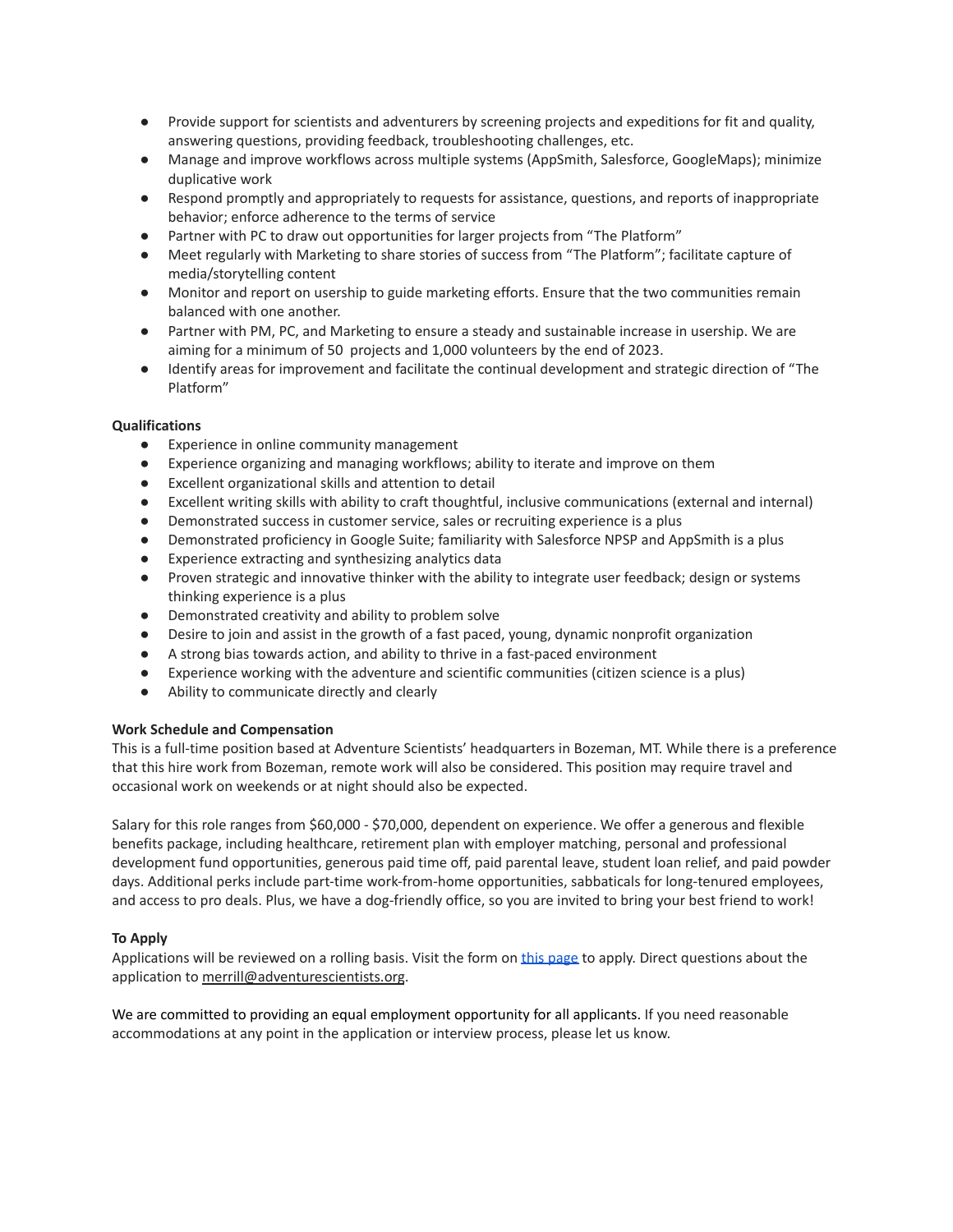- Provide support for scientists and adventurers by screening projects and expeditions for fit and quality, answering questions, providing feedback, troubleshooting challenges, etc.
- Manage and improve workflows across multiple systems (AppSmith, Salesforce, GoogleMaps); minimize duplicative work
- Respond promptly and appropriately to requests for assistance, questions, and reports of inappropriate behavior; enforce adherence to the terms of service
- Partner with PC to draw out opportunities for larger projects from “The Platform”
- Meet regularly with Marketing to share stories of success from “The Platform”; facilitate capture of media/storytelling content
- Monitor and report on usership to guide marketing efforts. Ensure that the two communities remain balanced with one another.
- Partner with PM, PC, and Marketing to ensure a steady and sustainable increase in usership. We are aiming for a minimum of 50 projects and 1,000 volunteers by the end of 2023.
- Identify areas for improvement and facilitate the continual development and strategic direction of “The Platform”

**Qualifications**

- Experience in online community management
- Experience organizing and managing workflows; ability to iterate and improve on them
- Excellent organizational skills and attention to detail
- Excellent writing skills with ability to craft thoughtful, inclusive communications (external and internal)
- Demonstrated success in customer service, sales or recruiting experience is a plus
- Demonstrated proficiency in Google Suite; familiarity with Salesforce NPSP and AppSmith is a plus
- Experience extracting and synthesizing analytics data
- Proven strategic and innovative thinker with the ability to integrate user feedback; design or systems thinking experience is a plus
- Demonstrated creativity and ability to problem solve
- Desire to join and assist in the growth of a fast paced, young, dynamic nonprofit organization
- A strong bias towards action, and ability to thrive in a fast-paced environment
- Experience working with the adventure and scientific communities (citizen science is a plus)
- Ability to communicate directly and clearly

**Work Schedule and Compensation**

This is a full-time position based at Adventure Scientists’ headquarters in Bozeman, MT. While there is a preference that this hire work from Bozeman, remote work will also be considered. This position may require travel and occasional work on weekends or at night should also be expected.

Salary for this role ranges from $60,000 - $70,000, dependent on experience. We offer a generous and flexible benefits package, including healthcare, retirement plan with employer matching, personal and professional development fund opportunities, generous paid time off, paid parental leave, student loan relief, and paid powder days. Additional perks include part-time work-from-home opportunities, sabbaticals for long-tenured employees, and access to pro deals. Plus, we have a dog-friendly office, so you are invited to bring your best friend to work!

**To Apply**

Applications will be reviewed on a rolling basis. Visit the form on this page to apply. Direct questions about the application to merrill@adventurescientists.org.

We are committed to providing an equal employment opportunity for all applicants. If you need reasonable accommodations at any point in the application or interview process, please let us know.